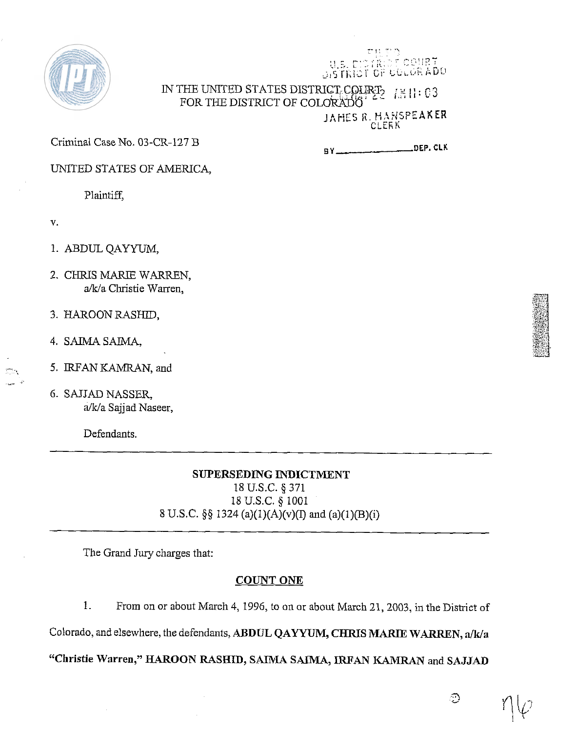FILED
U.S. DISTRICT COURT
DISTRICT OF COLORADO

IN THE UNITED STATES DISTRICT COURT
FOR THE DISTRICT OF COLORADO

JAMES R. MANSPEAKER
CLERK

Criminal Case No. 03-CR-127 B

BY ______________ DEP. CLK

UNITED STATES OF AMERICA,

Plaintiff,

v.

1. ABDUL QAYYUM,

2. CHRIS MARIE WARREN,
   a/k/a Christie Warren,

3. HAROON RASHID,

4. SAIMA SAIMA,

5. IRFAN KAMRAN, and

6. SAJJAD NASSER,
   a/k/a Sajjad Naseer,

Defendants.

---

**SUPERSEDING INDICTMENT**
18 U.S.C. § 371
18 U.S.C. § 1001
8 U.S.C. §§ 1324 (a)(1)(A)(v)(I) and (a)(1)(B)(i)

---

The Grand Jury charges that:

**COUNT ONE**

1. From on or about March 4, 1996, to on or about March 21, 2003, in the District of Colorado, and elsewhere, the defendants, **ABDUL QAYYUM, CHRIS MARIE WARREN, a/k/a "Christie Warren," HAROON RASHID, SAIMA SAIMA, IRFAN KAMRAN** and **SAJJAD**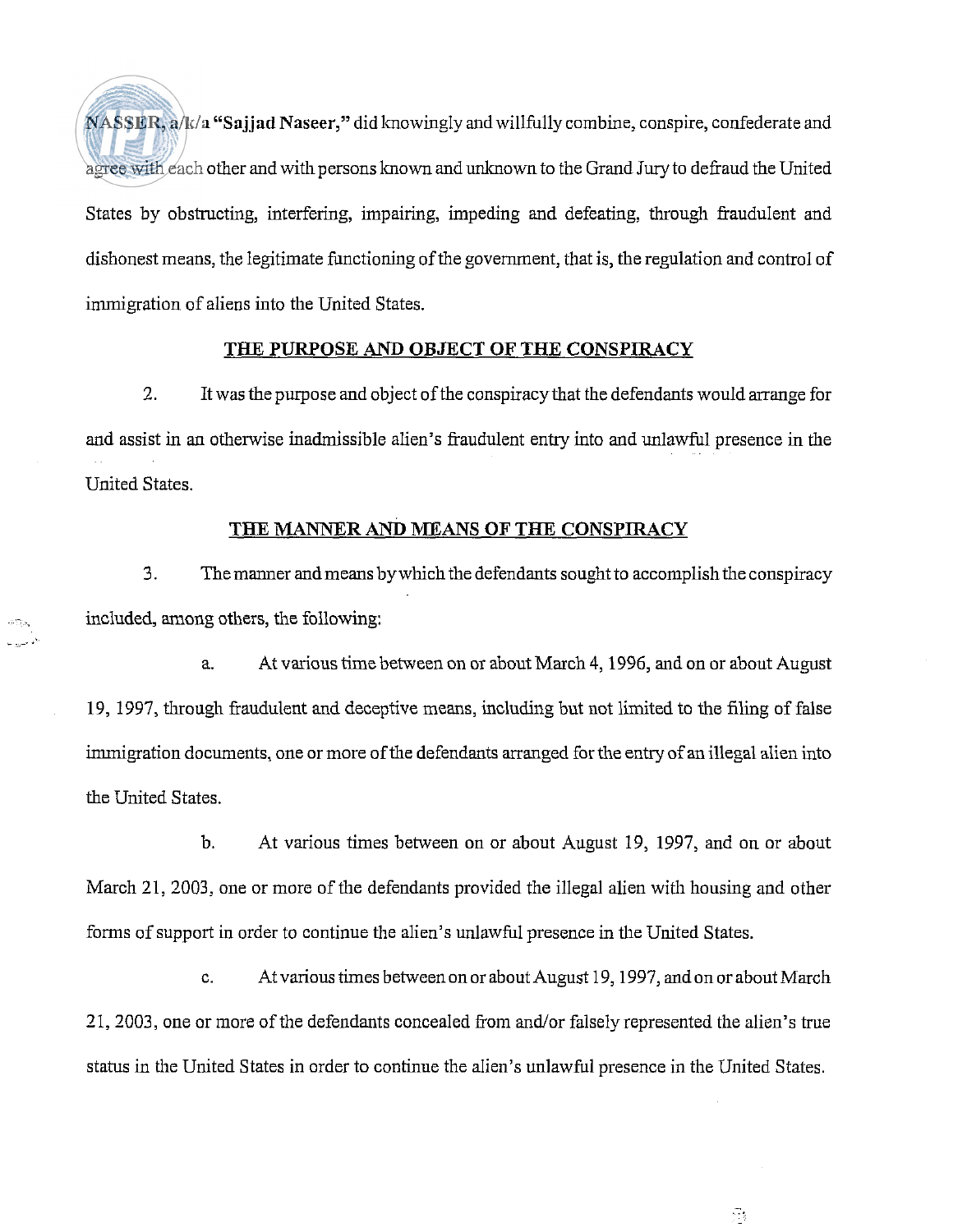NASSER, a/k/a **"Sajjad Naseer,"** did knowingly and willfully combine, conspire, confederate and agree with each other and with persons known and unknown to the Grand Jury to defraud the United States by obstructing, interfering, impairing, impeding and defeating, through fraudulent and dishonest means, the legitimate functioning of the government, that is, the regulation and control of immigration of aliens into the United States.

**THE PURPOSE AND OBJECT OF THE CONSPIRACY**

2. It was the purpose and object of the conspiracy that the defendants would arrange for and assist in an otherwise inadmissible alien's fraudulent entry into and unlawful presence in the United States.

**THE MANNER AND MEANS OF THE CONSPIRACY**

3. The manner and means by which the defendants sought to accomplish the conspiracy included, among others, the following:

a. At various time between on or about March 4, 1996, and on or about August 19, 1997, through fraudulent and deceptive means, including but not limited to the filing of false immigration documents, one or more of the defendants arranged for the entry of an illegal alien into the United States.

b. At various times between on or about August 19, 1997, and on or about March 21, 2003, one or more of the defendants provided the illegal alien with housing and other forms of support in order to continue the alien's unlawful presence in the United States.

c. At various times between on or about August 19, 1997, and on or about March 21, 2003, one or more of the defendants concealed from and/or falsely represented the alien's true status in the United States in order to continue the alien's unlawful presence in the United States.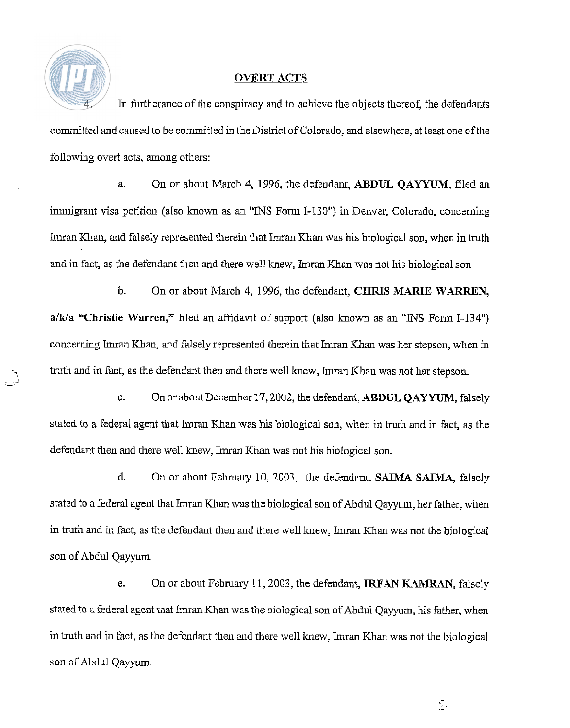## OVERT ACTS

4. In furtherance of the conspiracy and to achieve the objects thereof, the defendants committed and caused to be committed in the District of Colorado, and elsewhere, at least one of the following overt acts, among others:

a. On or about March 4, 1996, the defendant, **ABDUL QAYYUM**, filed an immigrant visa petition (also known as an "INS Form I-130") in Denver, Colorado, concerning Imran Khan, and falsely represented therein that Imran Khan was his biological son, when in truth and in fact, as the defendant then and there well knew, Imran Khan was not his biological son

b. On or about March 4, 1996, the defendant, **CHRIS MARIE WARREN, a/k/a "Christie Warren,"** filed an affidavit of support (also known as an "INS Form I-134") concerning Imran Khan, and falsely represented therein that Imran Khan was her stepson, when in truth and in fact, as the defendant then and there well knew, Imran Khan was not her stepson.

c. On or about December 17, 2002, the defendant, **ABDUL QAYYUM**, falsely stated to a federal agent that Imran Khan was his biological son, when in truth and in fact, as the defendant then and there well knew, Imran Khan was not his biological son.

d. On or about February 10, 2003, the defendant, **SAIMA SAIMA**, falsely stated to a federal agent that Imran Khan was the biological son of Abdul Qayyum, her father, when in truth and in fact, as the defendant then and there well knew, Imran Khan was not the biological son of Abdul Qayyum.

e. On or about February 11, 2003, the defendant, **IRFAN KAMRAN**, falsely stated to a federal agent that Imran Khan was the biological son of Abdul Qayyum, his father, when in truth and in fact, as the defendant then and there well knew, Imran Khan was not the biological son of Abdul Qayyum.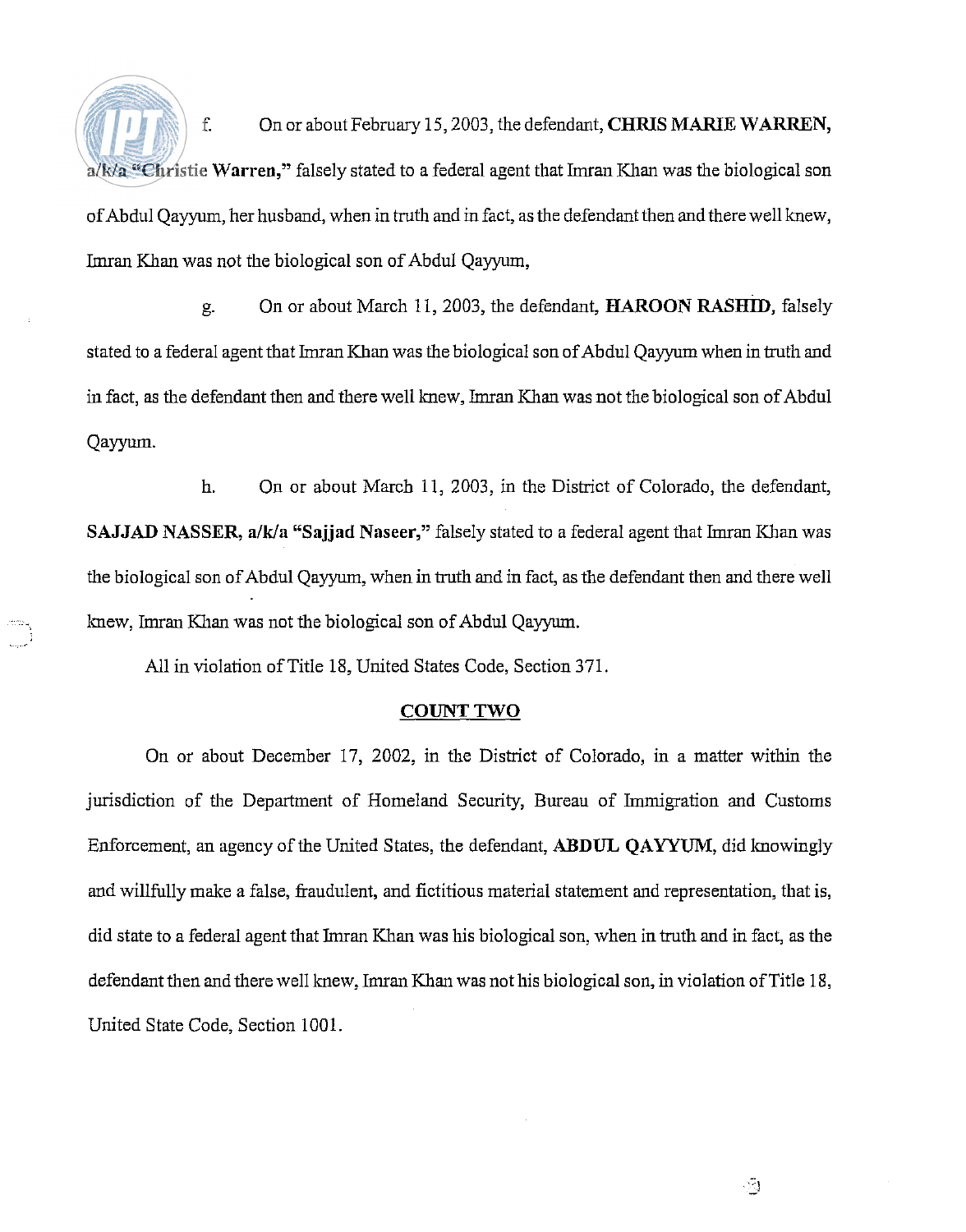f. On or about February 15, 2003, the defendant, **CHRIS MARIE WARREN, a/k/a "Christie Warren,"** falsely stated to a federal agent that Imran Khan was the biological son of Abdul Qayyum, her husband, when in truth and in fact, as the defendant then and there well knew, Imran Khan was not the biological son of Abdul Qayyum,

g. On or about March 11, 2003, the defendant, **HAROON RASHID,** falsely stated to a federal agent that Imran Khan was the biological son of Abdul Qayyum when in truth and in fact, as the defendant then and there well knew, Imran Khan was not the biological son of Abdul Qayyum.

h. On or about March 11, 2003, in the District of Colorado, the defendant, **SAJJAD NASSER, a/k/a "Sajjad Naseer,"** falsely stated to a federal agent that Imran Khan was the biological son of Abdul Qayyum, when in truth and in fact, as the defendant then and there well knew, Imran Khan was not the biological son of Abdul Qayyum.

All in violation of Title 18, United States Code, Section 371.

## COUNT TWO

On or about December 17, 2002, in the District of Colorado, in a matter within the jurisdiction of the Department of Homeland Security, Bureau of Immigration and Customs Enforcement, an agency of the United States, the defendant, **ABDUL QAYYUM,** did knowingly and willfully make a false, fraudulent, and fictitious material statement and representation, that is, did state to a federal agent that Imran Khan was his biological son, when in truth and in fact, as the defendant then and there well knew, Imran Khan was not his biological son, in violation of Title 18, United State Code, Section 1001.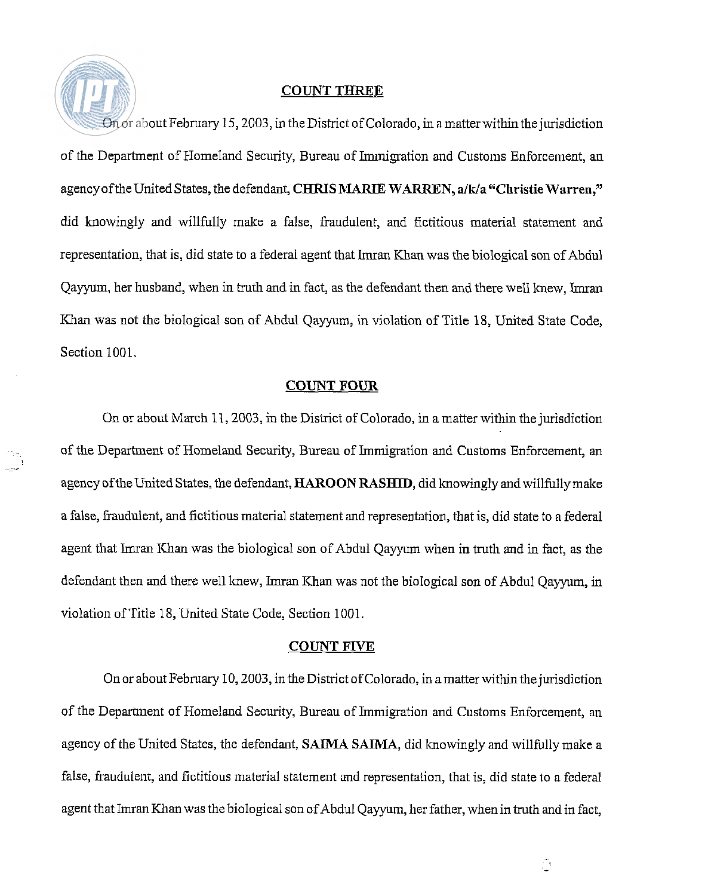## COUNT THREE

On or about February 15, 2003, in the District of Colorado, in a matter within the jurisdiction of the Department of Homeland Security, Bureau of Immigration and Customs Enforcement, an agency of the United States, the defendant, **CHRIS MARIE WARREN, a/k/a "Christie Warren,"** did knowingly and willfully make a false, fraudulent, and fictitious material statement and representation, that is, did state to a federal agent that Imran Khan was the biological son of Abdul Qayyum, her husband, when in truth and in fact, as the defendant then and there well knew, Imran Khan was not the biological son of Abdul Qayyum, in violation of Title 18, United State Code, Section 1001.

## COUNT FOUR

On or about March 11, 2003, in the District of Colorado, in a matter within the jurisdiction of the Department of Homeland Security, Bureau of Immigration and Customs Enforcement, an agency of the United States, the defendant, **HAROON RASHID**, did knowingly and willfully make a false, fraudulent, and fictitious material statement and representation, that is, did state to a federal agent that Imran Khan was the biological son of Abdul Qayyum when in truth and in fact, as the defendant then and there well knew, Imran Khan was not the biological son of Abdul Qayyum, in violation of Title 18, United State Code, Section 1001.

## COUNT FIVE

On or about February 10, 2003, in the District of Colorado, in a matter within the jurisdiction of the Department of Homeland Security, Bureau of Immigration and Customs Enforcement, an agency of the United States, the defendant, **SAIMA SAIMA**, did knowingly and willfully make a false, fraudulent, and fictitious material statement and representation, that is, did state to a federal agent that Imran Khan was the biological son of Abdul Qayyum, her father, when in truth and in fact,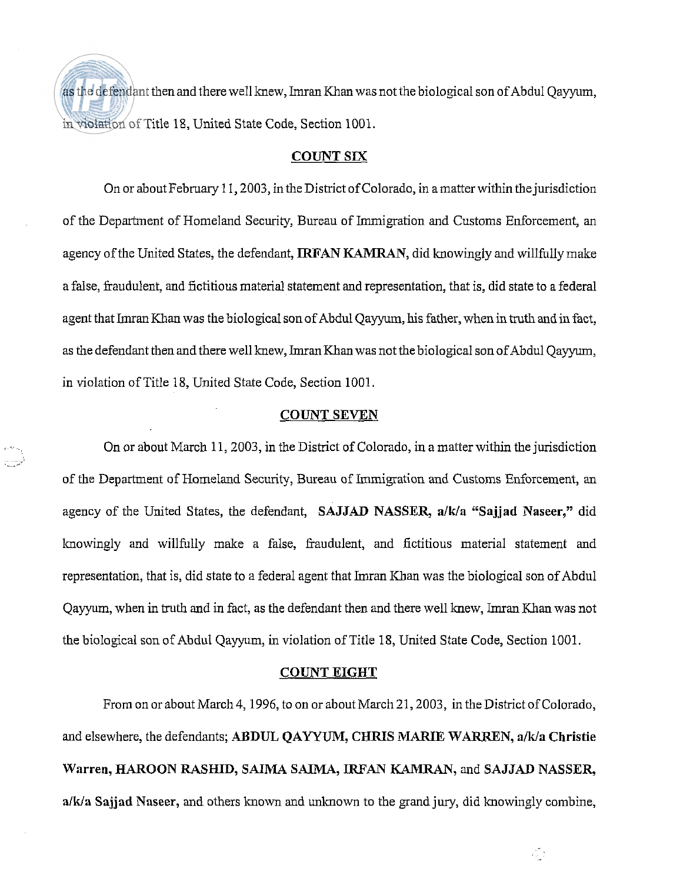as the defendant then and there well knew, Imran Khan was not the biological son of Abdul Qayyum, in violation of Title 18, United State Code, Section 1001.

**COUNT SIX**

On or about February 11, 2003, in the District of Colorado, in a matter within the jurisdiction of the Department of Homeland Security, Bureau of Immigration and Customs Enforcement, an agency of the United States, the defendant, **IRFAN KAMRAN**, did knowingly and willfully make a false, fraudulent, and fictitious material statement and representation, that is, did state to a federal agent that Imran Khan was the biological son of Abdul Qayyum, his father, when in truth and in fact, as the defendant then and there well knew, Imran Khan was not the biological son of Abdul Qayyum, in violation of Title 18, United State Code, Section 1001.

**COUNT SEVEN**

On or about March 11, 2003, in the District of Colorado, in a matter within the jurisdiction of the Department of Homeland Security, Bureau of Immigration and Customs Enforcement, an agency of the United States, the defendant, **SAJJAD NASSER, a/k/a "Sajjad Naseer,"** did knowingly and willfully make a false, fraudulent, and fictitious material statement and representation, that is, did state to a federal agent that Imran Khan was the biological son of Abdul Qayyum, when in truth and in fact, as the defendant then and there well knew, Imran Khan was not the biological son of Abdul Qayyum, in violation of Title 18, United State Code, Section 1001.

**COUNT EIGHT**

From on or about March 4, 1996, to on or about March 21, 2003, in the District of Colorado, and elsewhere, the defendants; **ABDUL QAYYUM, CHRIS MARIE WARREN, a/k/a Christie Warren, HAROON RASHID, SAIMA SAIMA, IRFAN KAMRAN,** and **SAJJAD NASSER, a/k/a Sajjad Naseer,** and others known and unknown to the grand jury, did knowingly combine,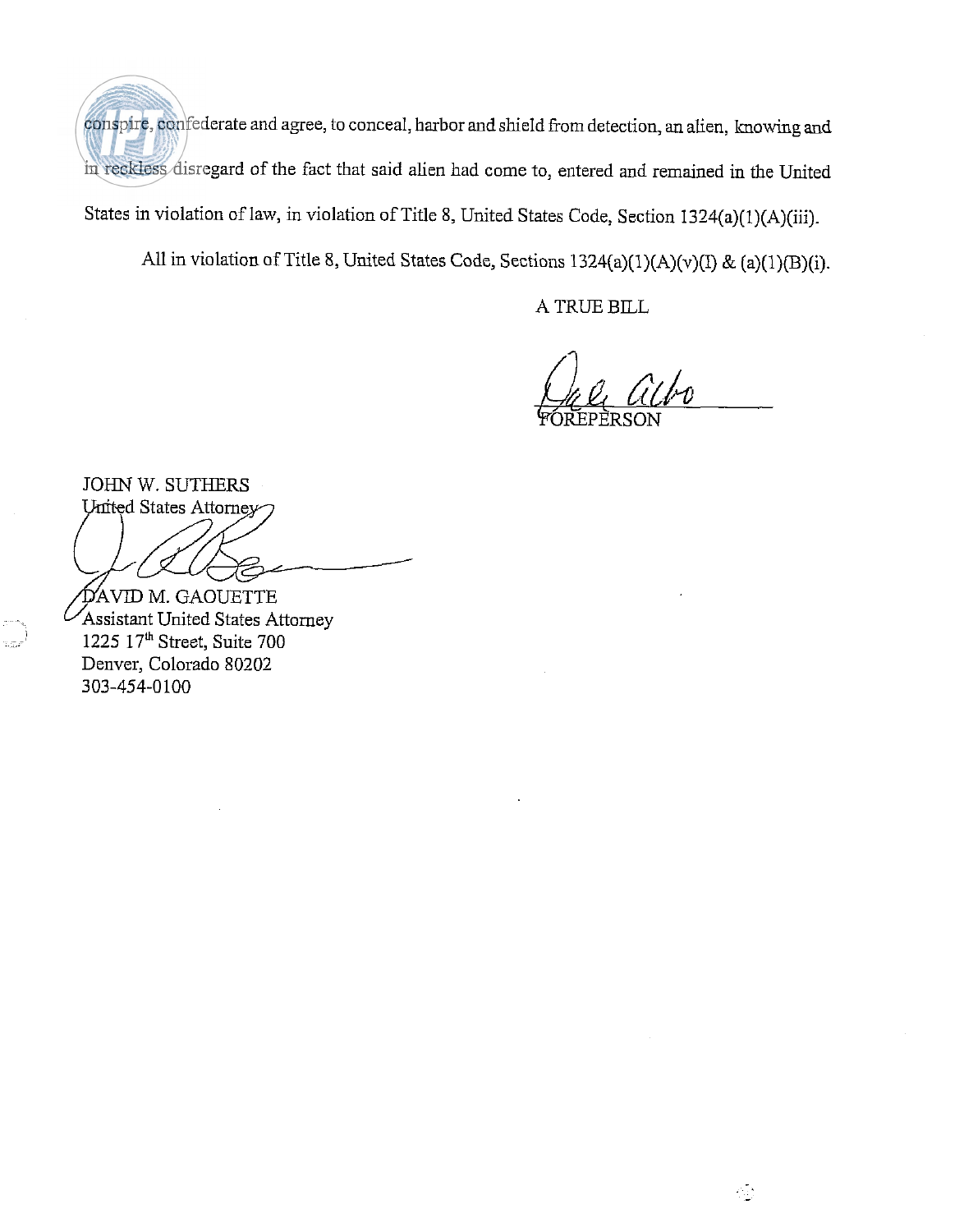conspire, confederate and agree, to conceal, harbor and shield from detection, an alien, knowing and in reckless disregard of the fact that said alien had come to, entered and remained in the United States in violation of law, in violation of Title 8, United States Code, Section 1324(a)(1)(A)(iii).

All in violation of Title 8, United States Code, Sections 1324(a)(1)(A)(v)(I) & (a)(1)(B)(i).

A TRUE BILL

FOREPERSON

JOHN W. SUTHERS
United States Attorney

DAVID M. GAOUETTE
Assistant United States Attorney
1225 17th Street, Suite 700
Denver, Colorado 80202
303-454-0100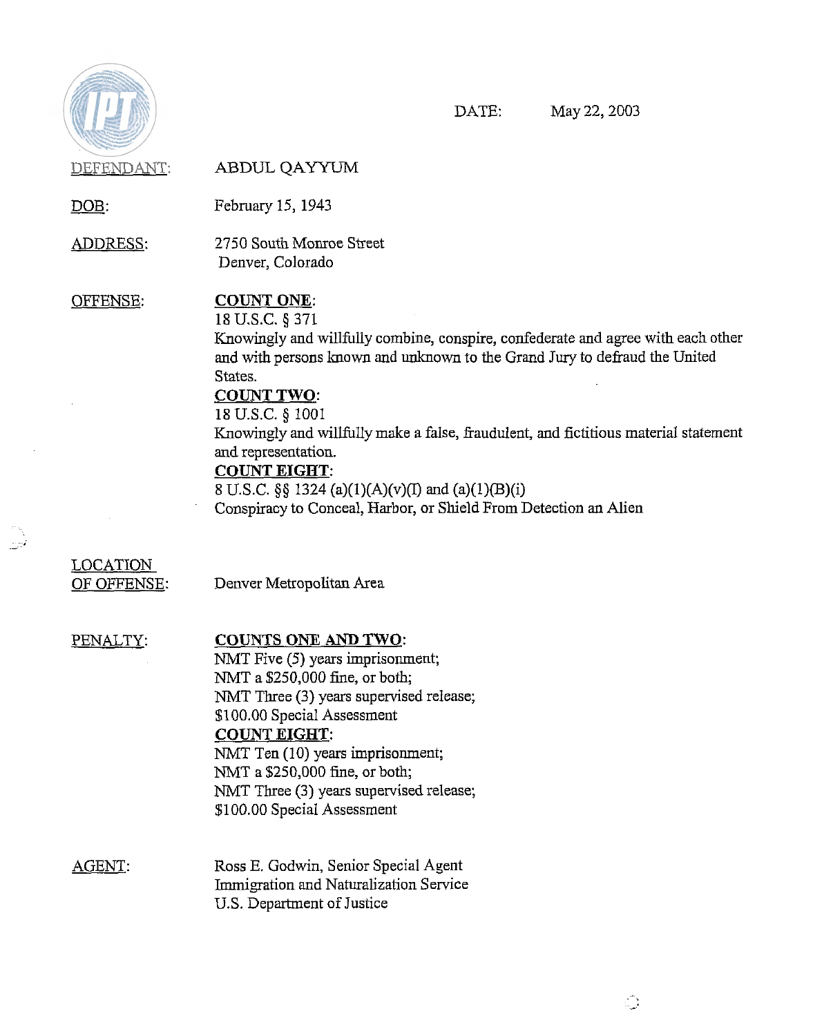DATE: May 22, 2003

DEFENDANT: ABDUL QAYYUM

DOB: February 15, 1943

ADDRESS: 2750 South Monroe Street
Denver, Colorado

OFFENSE:

**COUNT ONE**:
18 U.S.C. § 371
Knowingly and willfully combine, conspire, confederate and agree with each other and with persons known and unknown to the Grand Jury to defraud the United States.

**COUNT TWO**:
18 U.S.C. § 1001
Knowingly and willfully make a false, fraudulent, and fictitious material statement and representation.

**COUNT EIGHT**:
8 U.S.C. §§ 1324 (a)(1)(A)(v)(I) and (a)(1)(B)(i)
Conspiracy to Conceal, Harbor, or Shield From Detection an Alien

LOCATION OF OFFENSE: Denver Metropolitan Area

PENALTY:

**COUNTS ONE AND TWO**:
NMT Five (5) years imprisonment;
NMT a $250,000 fine, or both;
NMT Three (3) years supervised release;
$100.00 Special Assessment

**COUNT EIGHT**:
NMT Ten (10) years imprisonment;
NMT a $250,000 fine, or both;
NMT Three (3) years supervised release;
$100.00 Special Assessment

AGENT: Ross E. Godwin, Senior Special Agent
Immigration and Naturalization Service
U.S. Department of Justice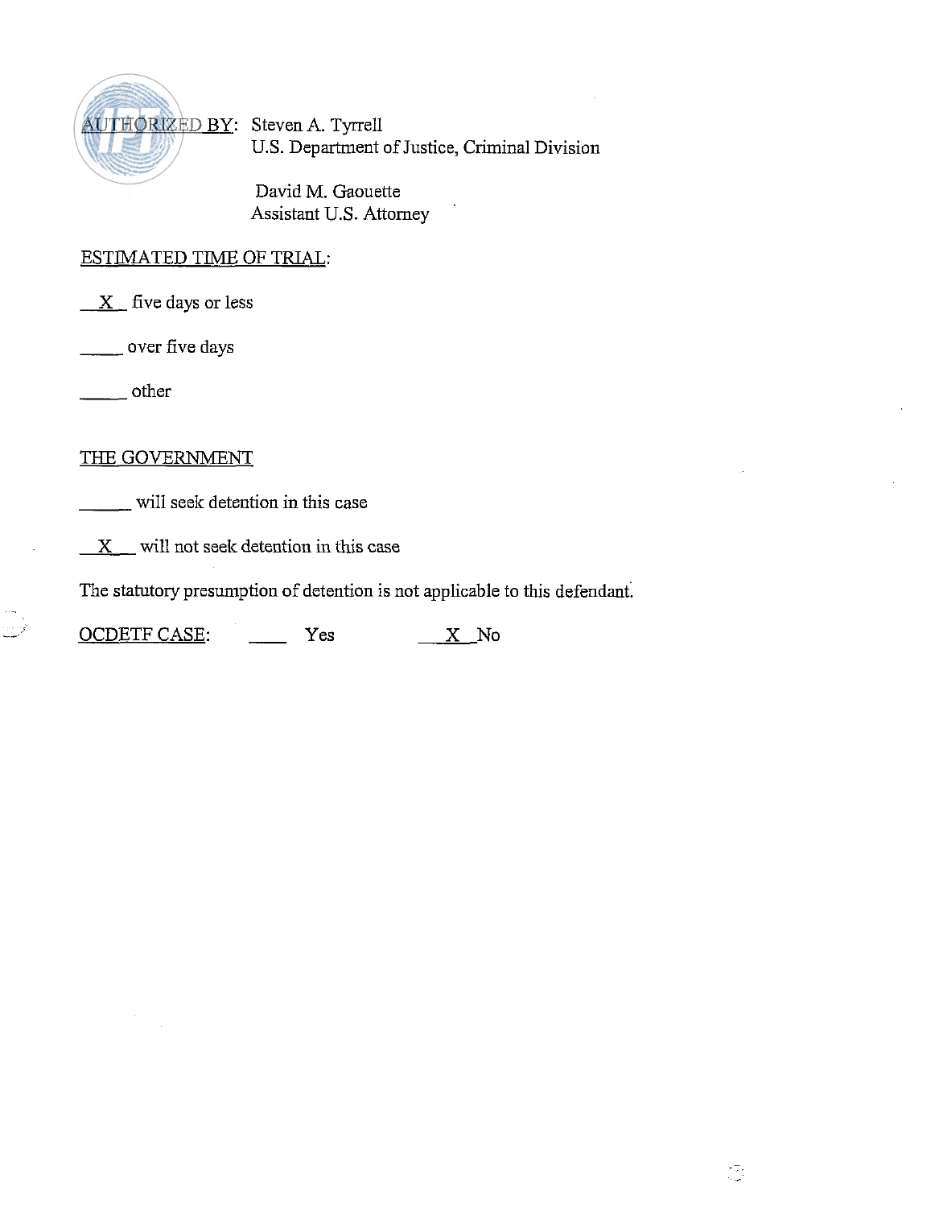AUTHORIZED BY: Steven A. Tyrrell
U.S. Department of Justice, Criminal Division

David M. Gaouette
Assistant U.S. Attorney

ESTIMATED TIME OF TRIAL:

__X__ five days or less

_____ over five days

_____ other

THE GOVERNMENT

_____ will seek detention in this case

__X__ will not seek detention in this case

The statutory presumption of detention is not applicable to this defendant.

OCDETF CASE: ____ Yes __X__ No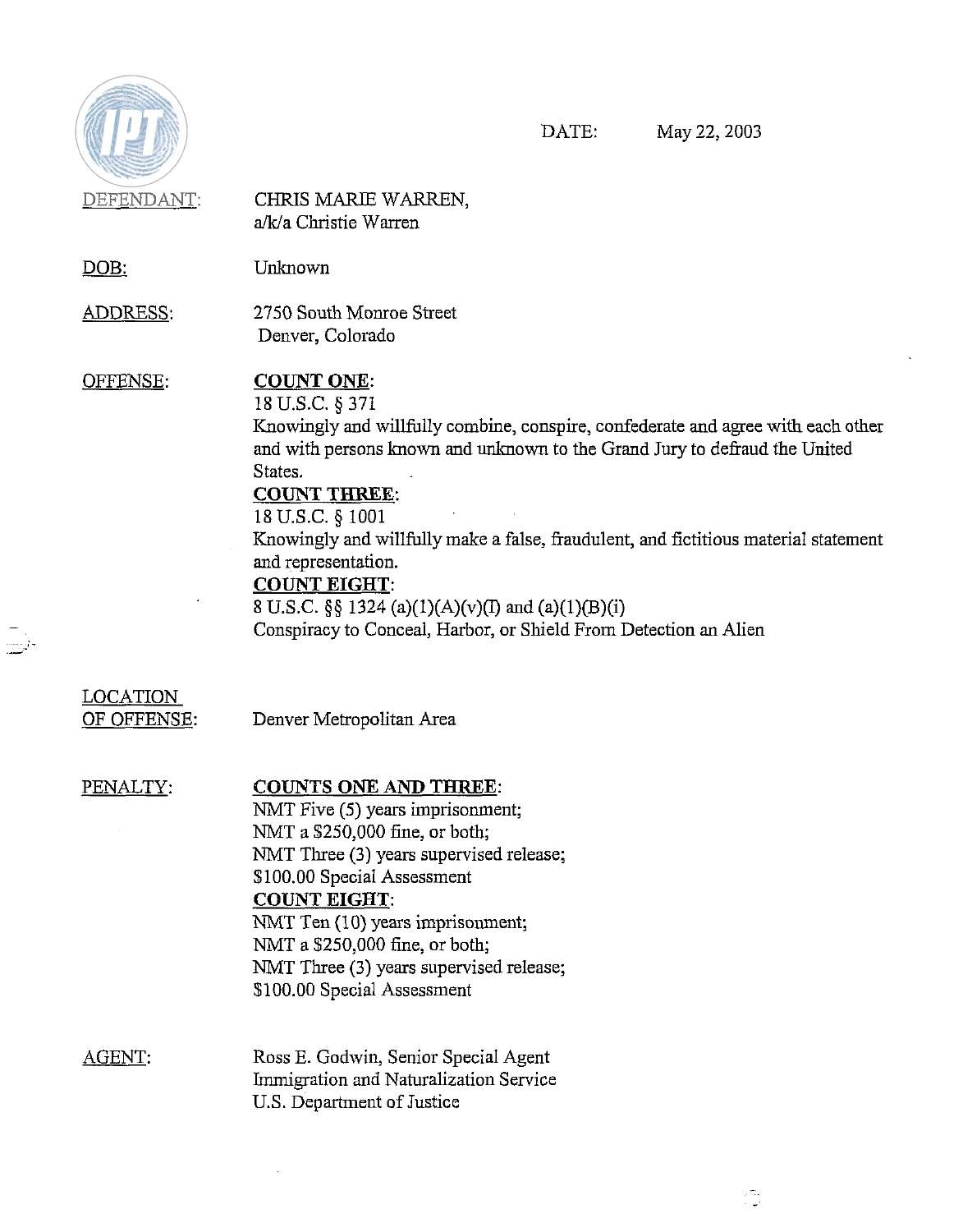DATE: May 22, 2003

DEFENDANT: CHRIS MARIE WARREN, a/k/a Christie Warren

DOB: Unknown

ADDRESS: 2750 South Monroe Street
Denver, Colorado

OFFENSE: **COUNT ONE**:
18 U.S.C. § 371
Knowingly and willfully combine, conspire, confederate and agree with each other and with persons known and unknown to the Grand Jury to defraud the United States.
**COUNT THREE**:
18 U.S.C. § 1001
Knowingly and willfully make a false, fraudulent, and fictitious material statement and representation.
**COUNT EIGHT**:
8 U.S.C. §§ 1324 (a)(1)(A)(v)(I) and (a)(1)(B)(i)
Conspiracy to Conceal, Harbor, or Shield From Detection an Alien

LOCATION OF OFFENSE: Denver Metropolitan Area

PENALTY: **COUNTS ONE AND THREE**:
NMT Five (5) years imprisonment;
NMT a $250,000 fine, or both;
NMT Three (3) years supervised release;
$100.00 Special Assessment
**COUNT EIGHT**:
NMT Ten (10) years imprisonment;
NMT a $250,000 fine, or both;
NMT Three (3) years supervised release;
$100.00 Special Assessment

AGENT: Ross E. Godwin, Senior Special Agent
Immigration and Naturalization Service
U.S. Department of Justice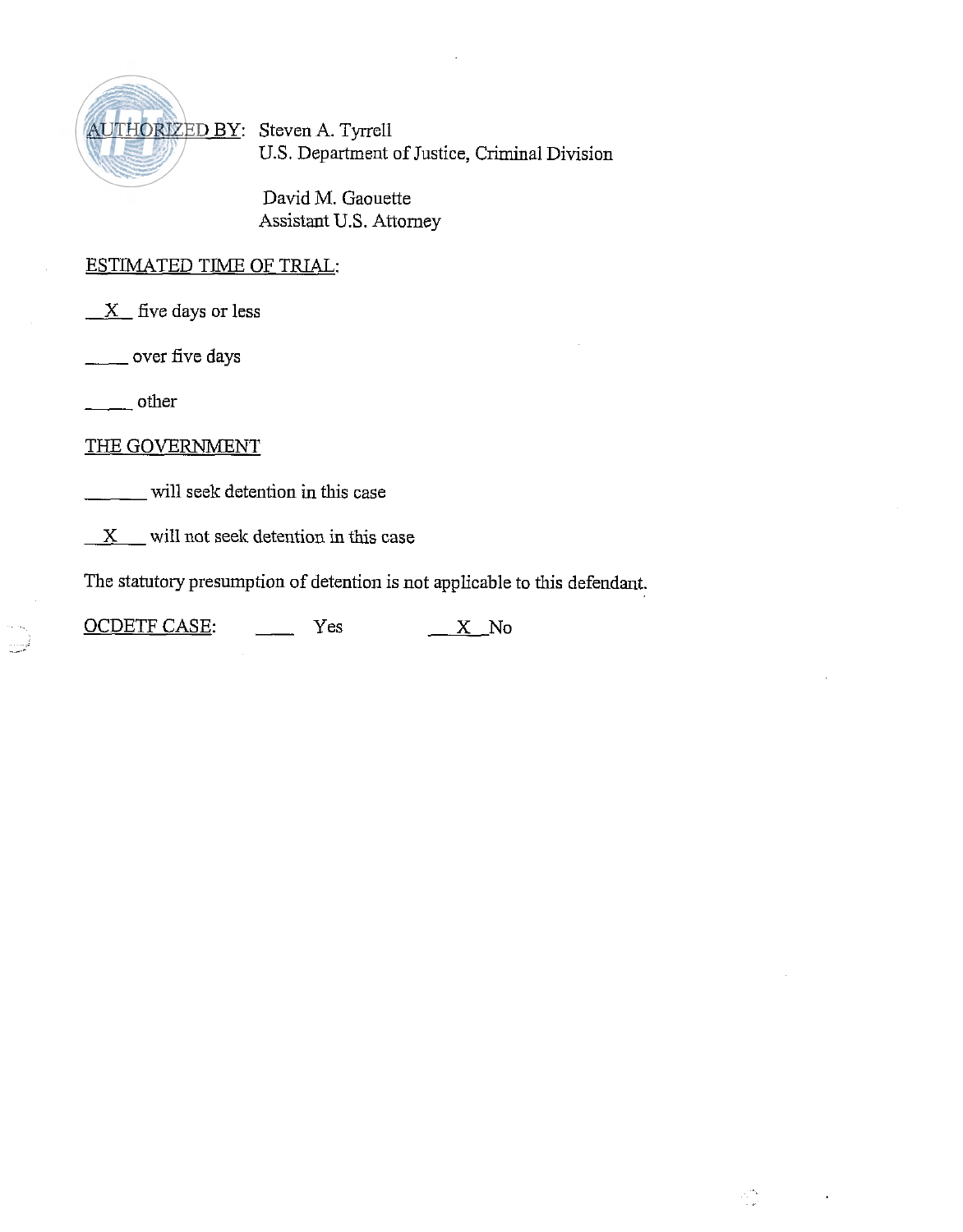AUTHORIZED BY: Steven A. Tyrrell
U.S. Department of Justice, Criminal Division

David M. Gaouette
Assistant U.S. Attorney

ESTIMATED TIME OF TRIAL:

\_\_X\_\_ five days or less

\_\_\_\_ over five days

\_\_\_\_ other

THE GOVERNMENT

\_\_\_\_\_\_ will seek detention in this case

\_\_X\_\_ will not seek detention in this case

The statutory presumption of detention is not applicable to this defendant.

OCDETF CASE: \_\_\_\_ Yes \_\_X\_\_No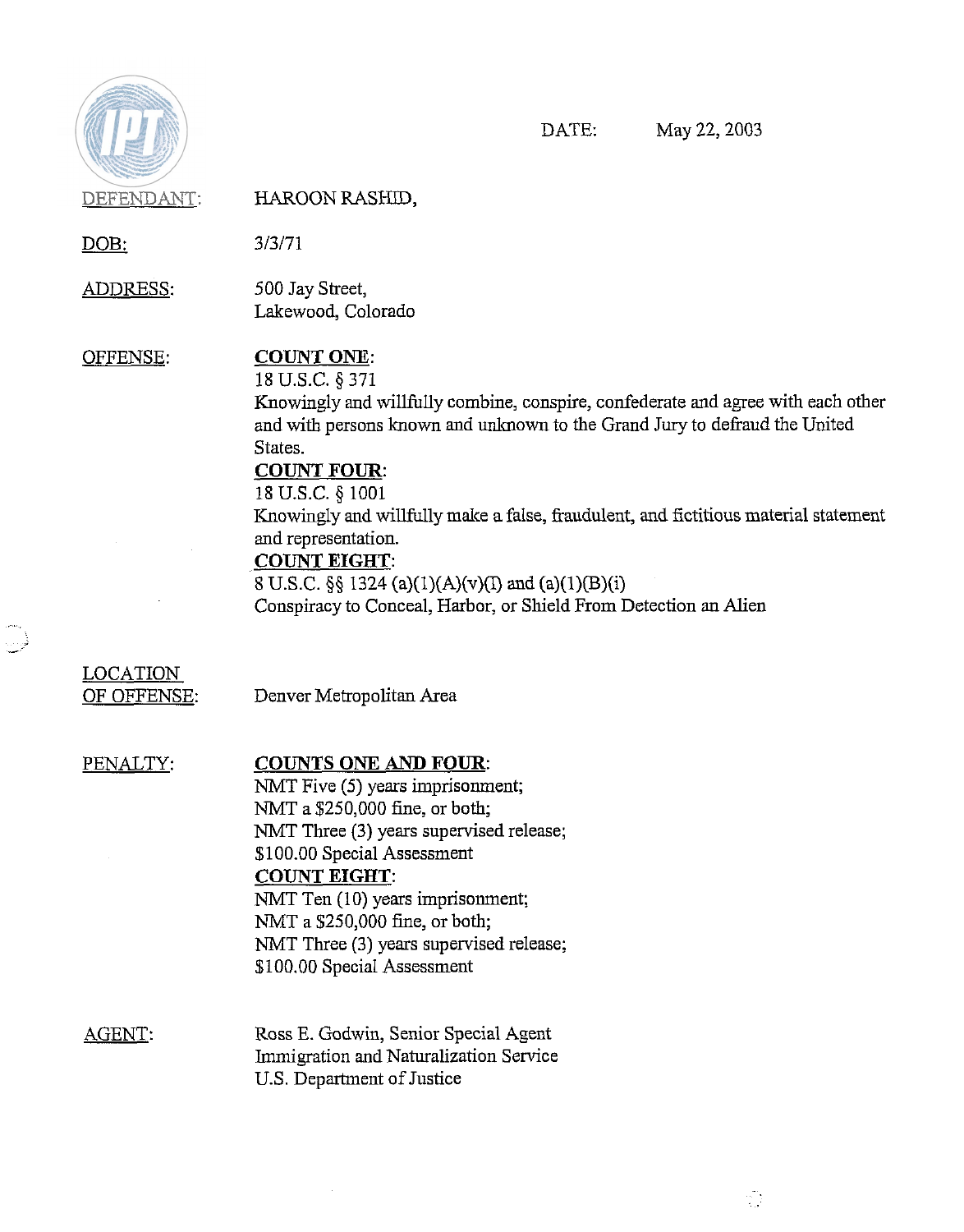DATE: May 22, 2003

DEFENDANT: HAROON RASHID,

DOB: 3/3/71

ADDRESS: 500 Jay Street, Lakewood, Colorado

OFFENSE:

**COUNT ONE**:
18 U.S.C. § 371
Knowingly and willfully combine, conspire, confederate and agree with each other and with persons known and unknown to the Grand Jury to defraud the United States.

**COUNT FOUR**:
18 U.S.C. § 1001
Knowingly and willfully make a false, fraudulent, and fictitious material statement and representation.

**COUNT EIGHT**:
8 U.S.C. §§ 1324 (a)(1)(A)(v)(I) and (a)(1)(B)(i)
Conspiracy to Conceal, Harbor, or Shield From Detection an Alien

LOCATION OF OFFENSE: Denver Metropolitan Area

PENALTY:

**COUNTS ONE AND FOUR**:
NMT Five (5) years imprisonment;
NMT a $250,000 fine, or both;
NMT Three (3) years supervised release;
$100.00 Special Assessment

**COUNT EIGHT**:
NMT Ten (10) years imprisonment;
NMT a $250,000 fine, or both;
NMT Three (3) years supervised release;
$100.00 Special Assessment

AGENT: Ross E. Godwin, Senior Special Agent
Immigration and Naturalization Service
U.S. Department of Justice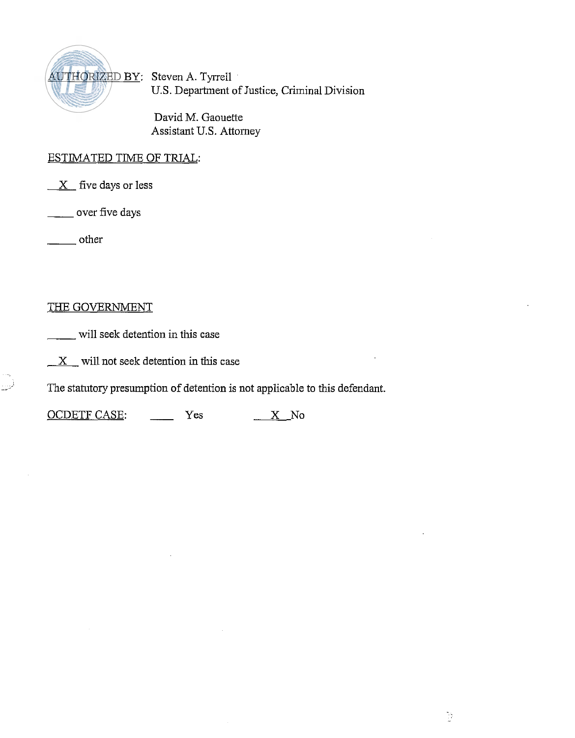AUTHORIZED BY: Steven A. Tyrrell
U.S. Department of Justice, Criminal Division

David M. Gaouette
Assistant U.S. Attorney

ESTIMATED TIME OF TRIAL:

__X__ five days or less

_____ over five days

_____ other

THE GOVERNMENT

_____ will seek detention in this case

__X__ will not seek detention in this case

The statutory presumption of detention is not applicable to this defendant.

OCDETF CASE: _____ Yes __X__ No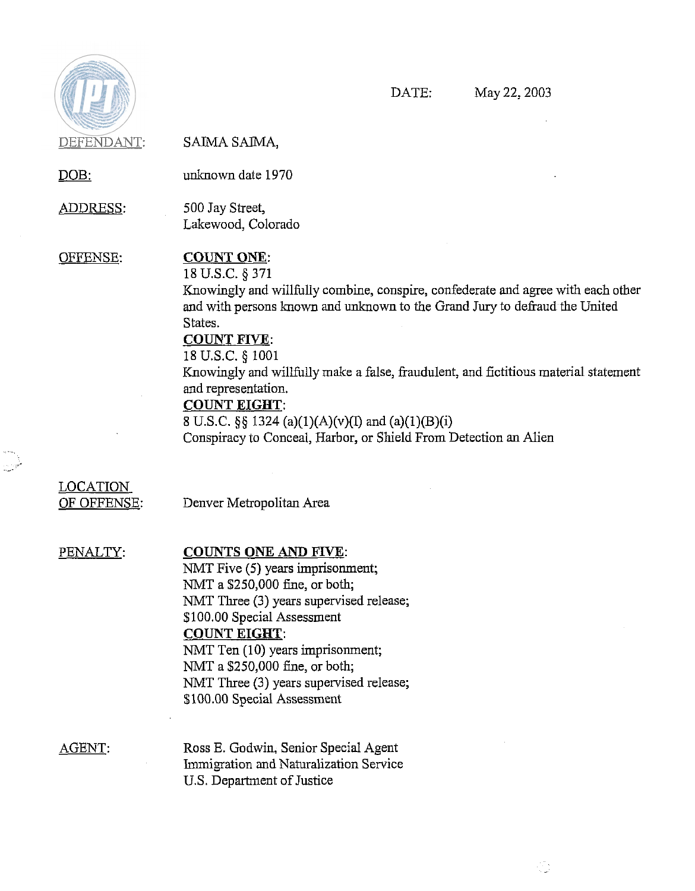DATE: May 22, 2003

DEFENDANT: SAIMA SAIMA,

DOB: unknown date 1970

ADDRESS: 500 Jay Street, Lakewood, Colorado

OFFENSE:

**COUNT ONE**:
18 U.S.C. § 371
Knowingly and willfully combine, conspire, confederate and agree with each other and with persons known and unknown to the Grand Jury to defraud the United States.

**COUNT FIVE**:
18 U.S.C. § 1001
Knowingly and willfully make a false, fraudulent, and fictitious material statement and representation.

**COUNT EIGHT**:
8 U.S.C. §§ 1324 (a)(1)(A)(v)(I) and (a)(1)(B)(i)
Conspiracy to Conceal, Harbor, or Shield From Detection an Alien

LOCATION OF OFFENSE: Denver Metropolitan Area

PENALTY:

**COUNTS ONE AND FIVE**:
NMT Five (5) years imprisonment;
NMT a $250,000 fine, or both;
NMT Three (3) years supervised release;
$100.00 Special Assessment

**COUNT EIGHT**:
NMT Ten (10) years imprisonment;
NMT a $250,000 fine, or both;
NMT Three (3) years supervised release;
$100.00 Special Assessment

AGENT:
Ross E. Godwin, Senior Special Agent
Immigration and Naturalization Service
U.S. Department of Justice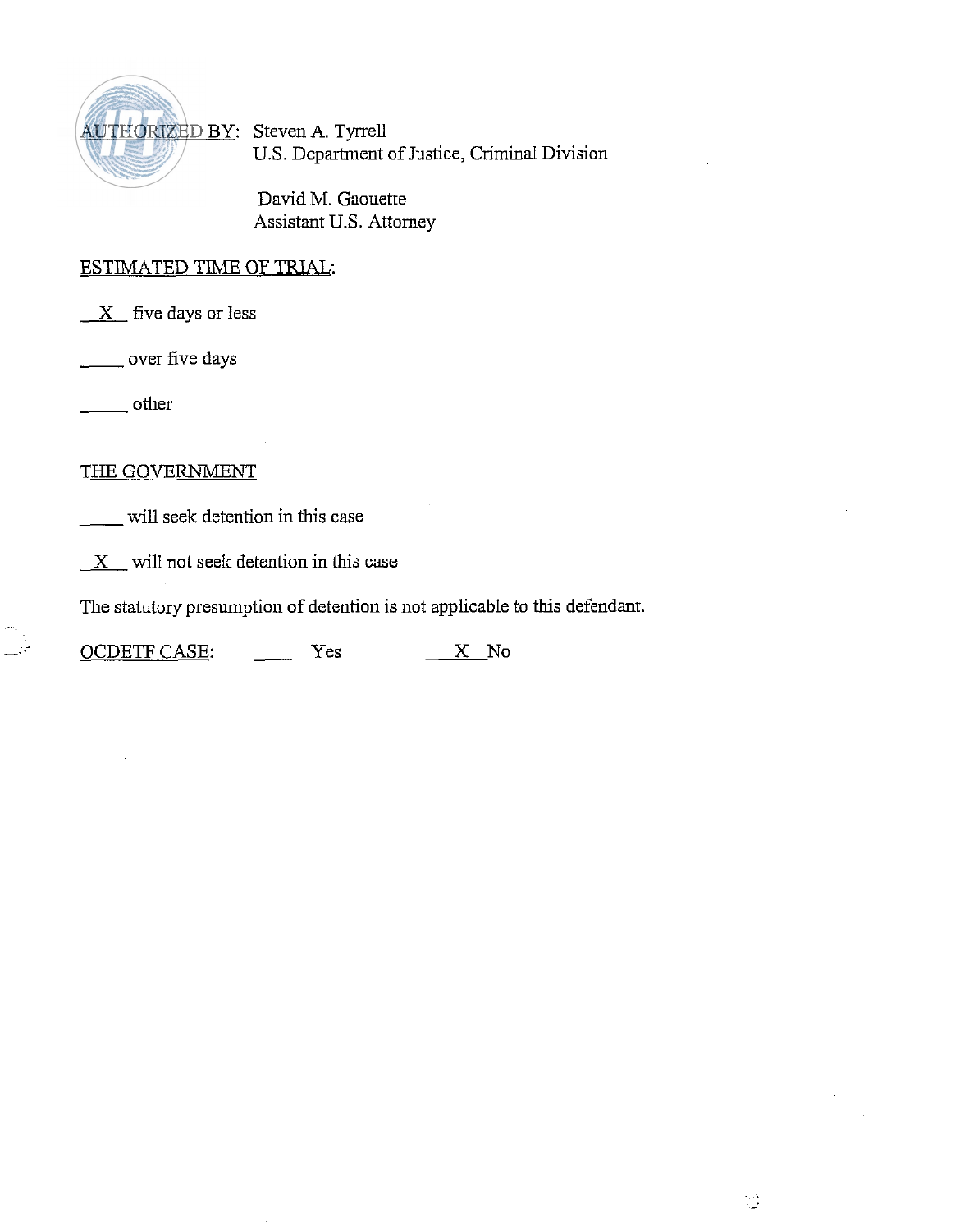AUTHORIZED BY: Steven A. Tyrrell
U.S. Department of Justice, Criminal Division

David M. Gaouette
Assistant U.S. Attorney

ESTIMATED TIME OF TRIAL:

\_\_X\_\_ five days or less

\_\_\_\_\_ over five days

\_\_\_\_\_ other

THE GOVERNMENT

\_\_\_\_ will seek detention in this case

\_\_X\_\_ will not seek detention in this case

The statutory presumption of detention is not applicable to this defendant.

OCDETF CASE: \_\_\_\_ Yes \_\_X\_\_ No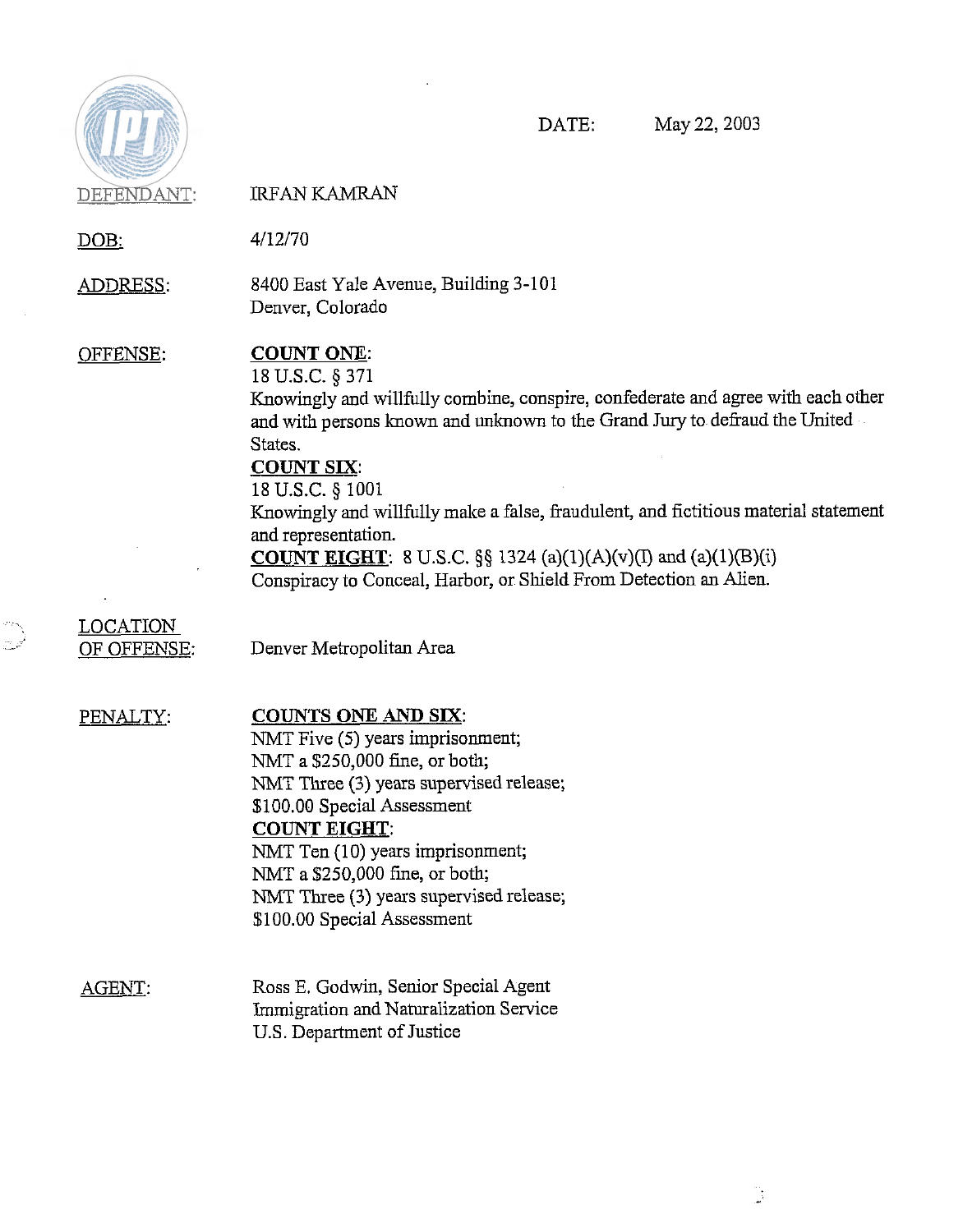DATE: May 22, 2003

DEFENDANT: IRFAN KAMRAN

DOB: 4/12/70

ADDRESS: 8400 East Yale Avenue, Building 3-101
Denver, Colorado

OFFENSE:

**COUNT ONE**:
18 U.S.C. § 371
Knowingly and willfully combine, conspire, confederate and agree with each other and with persons known and unknown to the Grand Jury to defraud the United States.

**COUNT SIX**:
18 U.S.C. § 1001
Knowingly and willfully make a false, fraudulent, and fictitious material statement and representation.

**COUNT EIGHT**: 8 U.S.C. §§ 1324 (a)(1)(A)(v)(I) and (a)(1)(B)(i)
Conspiracy to Conceal, Harbor, or Shield From Detection an Alien.

LOCATION OF OFFENSE: Denver Metropolitan Area

PENALTY:

**COUNTS ONE AND SIX**:
NMT Five (5) years imprisonment;
NMT a $250,000 fine, or both;
NMT Three (3) years supervised release;
$100.00 Special Assessment

**COUNT EIGHT**:
NMT Ten (10) years imprisonment;
NMT a $250,000 fine, or both;
NMT Three (3) years supervised release;
$100.00 Special Assessment

AGENT: Ross E. Godwin, Senior Special Agent
Immigration and Naturalization Service
U.S. Department of Justice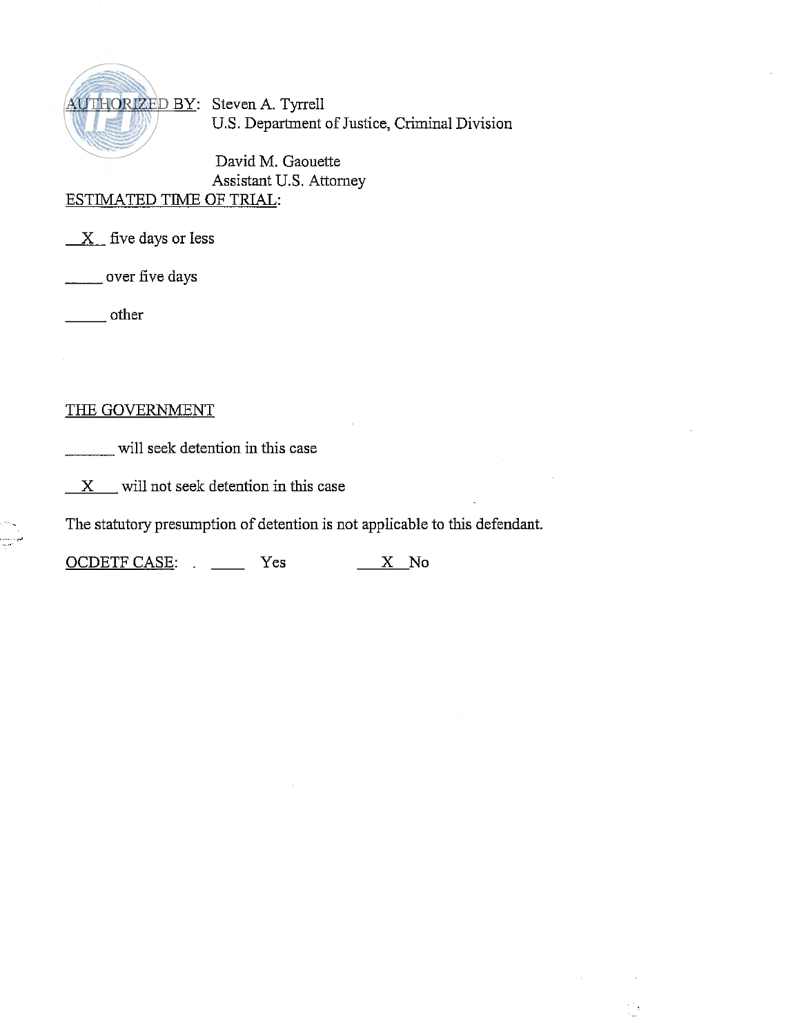AUTHORIZED BY: Steven A. Tyrrell
U.S. Department of Justice, Criminal Division

David M. Gaouette
Assistant U.S. Attorney

ESTIMATED TIME OF TRIAL:

\_\_X\_\_ five days or less

\_\_\_\_\_ over five days

\_\_\_\_\_ other

THE GOVERNMENT

\_\_\_\_\_\_ will seek detention in this case

\_\_X\_\_\_ will not seek detention in this case

The statutory presumption of detention is not applicable to this defendant.

OCDETF CASE: . \_\_\_\_ Yes \_\_\_X\_\_No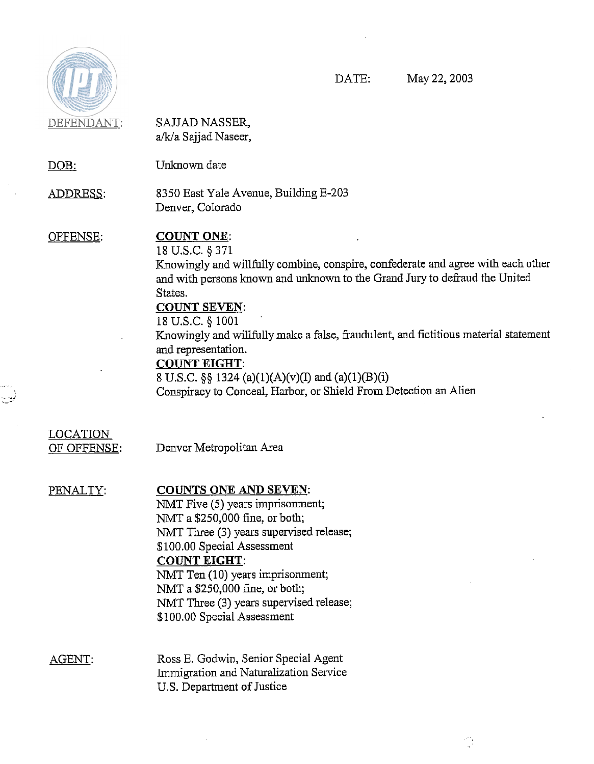DATE: May 22, 2003

DEFENDANT: SAJJAD NASSER, a/k/a Sajjad Naseer,

DOB: Unknown date

ADDRESS: 8350 East Yale Avenue, Building E-203
Denver, Colorado

OFFENSE:

**COUNT ONE**:
18 U.S.C. § 371
Knowingly and willfully combine, conspire, confederate and agree with each other and with persons known and unknown to the Grand Jury to defraud the United States.

**COUNT SEVEN**:
18 U.S.C. § 1001
Knowingly and willfully make a false, fraudulent, and fictitious material statement and representation.

**COUNT EIGHT**:
8 U.S.C. §§ 1324 (a)(1)(A)(v)(I) and (a)(1)(B)(i)
Conspiracy to Conceal, Harbor, or Shield From Detection an Alien

LOCATION OF OFFENSE: Denver Metropolitan Area

PENALTY:

**COUNTS ONE AND SEVEN**:
NMT Five (5) years imprisonment;
NMT a $250,000 fine, or both;
NMT Three (3) years supervised release;
$100.00 Special Assessment

**COUNT EIGHT**:
NMT Ten (10) years imprisonment;
NMT a $250,000 fine, or both;
NMT Three (3) years supervised release;
$100.00 Special Assessment

AGENT: Ross E. Godwin, Senior Special Agent
Immigration and Naturalization Service
U.S. Department of Justice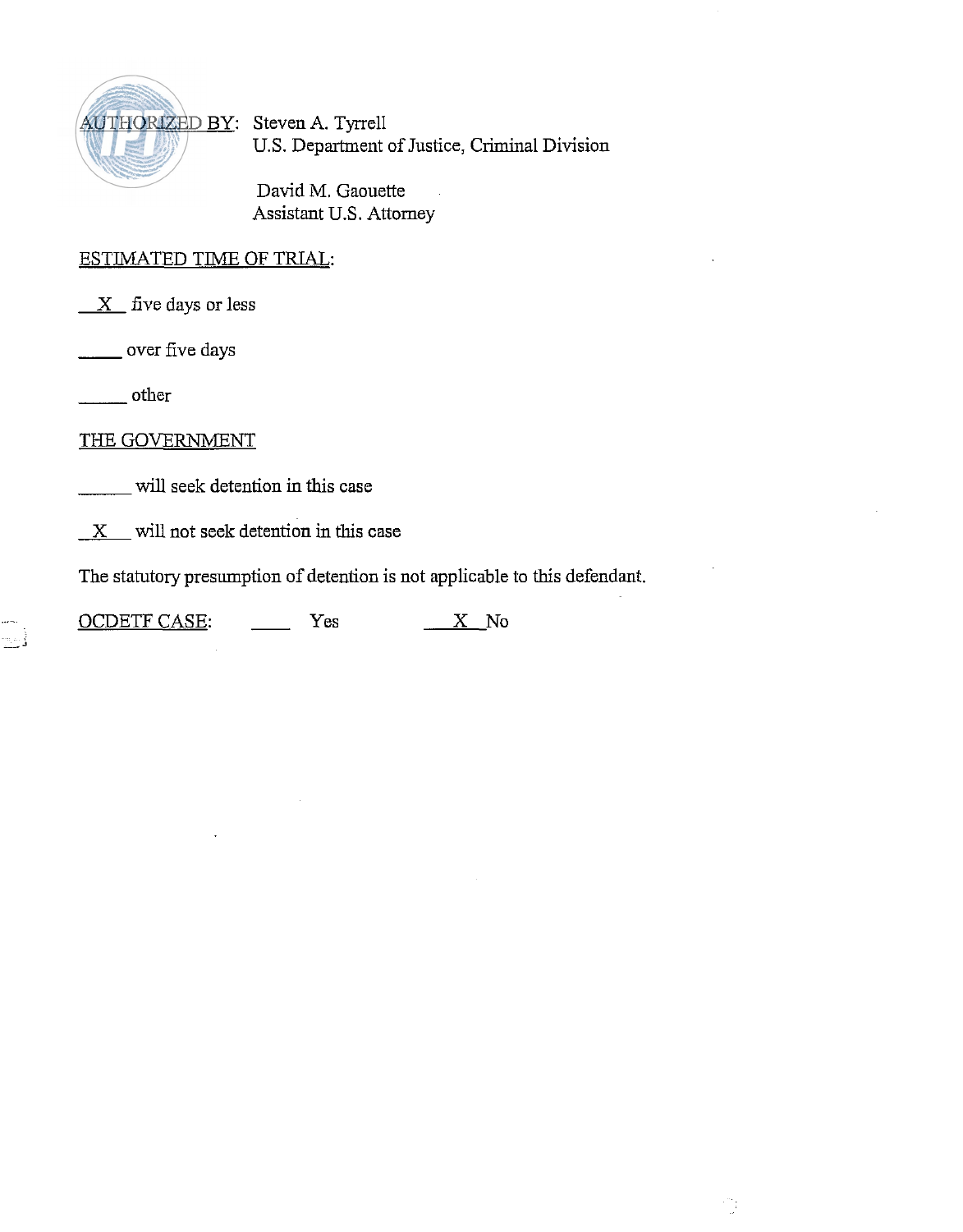AUTHORIZED BY: Steven A. Tyrrell
U.S. Department of Justice, Criminal Division

David M. Gaouette
Assistant U.S. Attorney

ESTIMATED TIME OF TRIAL:

__X__ five days or less

_____ over five days

_____ other

THE GOVERNMENT

_____ will seek detention in this case

__X__ will not seek detention in this case

The statutory presumption of detention is not applicable to this defendant.

OCDETF CASE: _____ Yes __X__ No